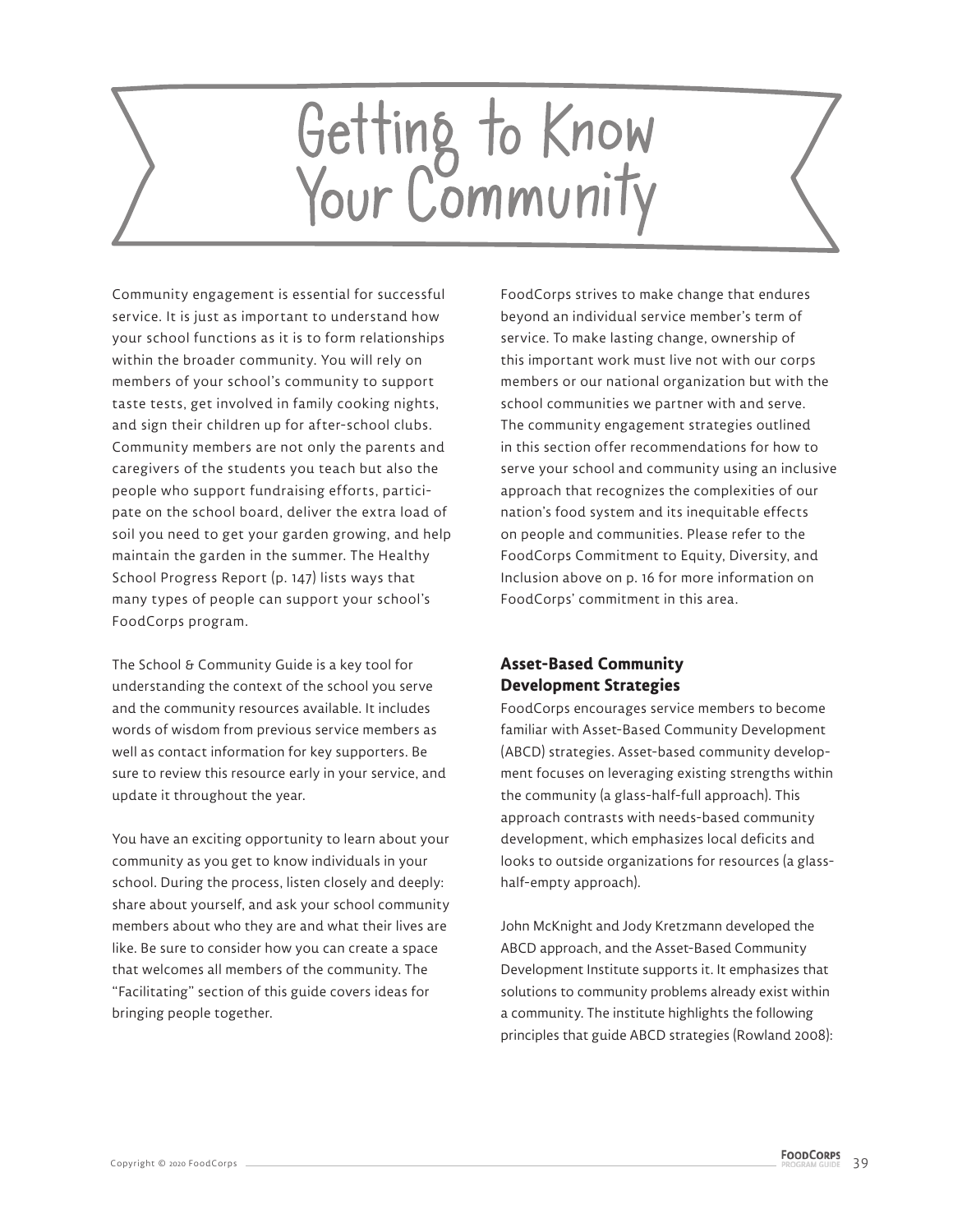# Getting to Know Your Community

Community engagement is essential for successful service. It is just as important to understand how your school functions as it is to form relationships within the broader community. You will rely on members of your school's community to support taste tests, get involved in family cooking nights, and sign their children up for after-school clubs. Community members are not only the parents and caregivers of the students you teach but also the people who support fundraising efforts, participate on the school board, deliver the extra load of soil you need to get your garden growing, and help maintain the garden in the summer. The Healthy School Progress Report (p. 147) lists ways that many types of people can support your school's FoodCorps program.

The School & Community Guide is a key tool for understanding the context of the school you serve and the community resources available. It includes words of wisdom from previous service members as well as contact information for key supporters. Be sure to review this resource early in your service, and update it throughout the year.

You have an exciting opportunity to learn about your community as you get to know individuals in your school. During the process, listen closely and deeply: share about yourself, and ask your school community members about who they are and what their lives are like. Be sure to consider how you can create a space that welcomes all members of the community. The "Facilitating" section of this guide covers ideas for bringing people together.

FoodCorps strives to make change that endures beyond an individual service member's term of service. To make lasting change, ownership of this important work must live not with our corps members or our national organization but with the school communities we partner with and serve. The community engagement strategies outlined in this section offer recommendations for how to serve your school and community using an inclusive approach that recognizes the complexities of our nation's food system and its inequitable effects on people and communities. Please refer to the FoodCorps Commitment to Equity, Diversity, and Inclusion above on p. 16 for more information on FoodCorps' commitment in this area.

### Asset-Based Community Development Strategies

FoodCorps encourages service members to become familiar with Asset-Based Community Development (ABCD) strategies. Asset-based community development focuses on leveraging existing strengths within the community (a glass-half-full approach). This approach contrasts with needs-based community development, which emphasizes local deficits and looks to outside organizations for resources (a glass-half-empty approach).

John McKnight and Jody Kretzmann developed the ABCD approach, and the Asset-Based Community Development Institute supports it. It emphasizes that solutions to community problems already exist within a community. The institute highlights the following principles that guide ABCD strategies (Rowland 2008):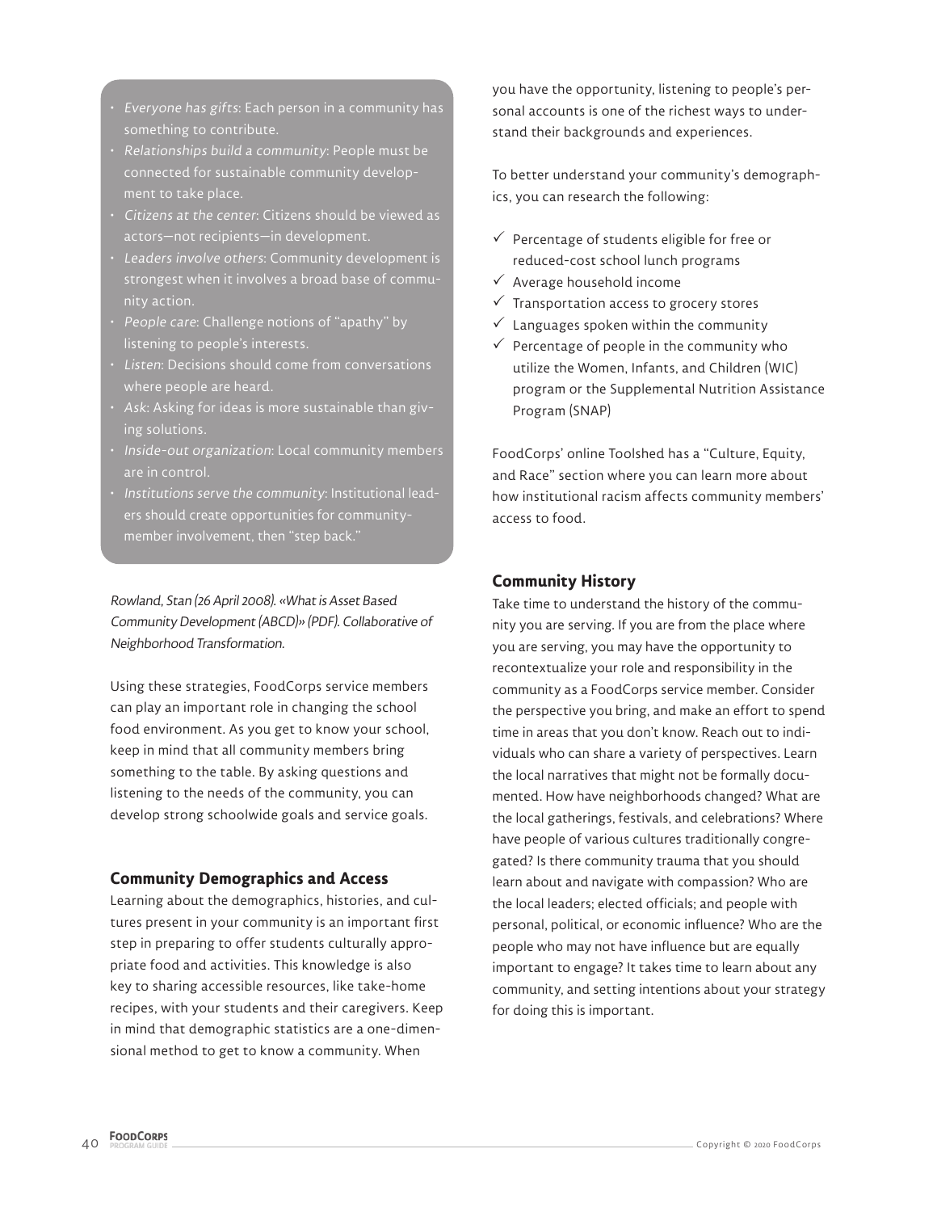- *Everyone has gifts*: Each person in a community has something to contribute.
- *Relationships build a community*: People must be connected for sustainable community development to take place.
- *Citizens at the center*: Citizens should be viewed as actors—not recipients—in development.
- *Leaders involve others*: Community development is strongest when it involves a broad base of community action.
- *People care*: Challenge notions of "apathy" by listening to people's interests.
- *Listen*: Decisions should come from conversations where people are heard.
- *Ask*: Asking for ideas is more sustainable than giving solutions.
- *Inside-out organization*: Local community members are in control.
- *Institutions serve the community*: Institutional leaders should create opportunities for community-member involvement, then "step back."

*Rowland, Stan (26 April 2008). «What is Asset Based Community Development (ABCD)» (PDF). Collaborative of Neighborhood Transformation.*

Using these strategies, FoodCorps service members can play an important role in changing the school food environment. As you get to know your school, keep in mind that all community members bring something to the table. By asking questions and listening to the needs of the community, you can develop strong schoolwide goals and service goals.

### Community Demographics and Access

Learning about the demographics, histories, and cultures present in your community is an important first step in preparing to offer students culturally appropriate food and activities. This knowledge is also key to sharing accessible resources, like take-home recipes, with your students and their caregivers. Keep in mind that demographic statistics are a one-dimensional method to get to know a community. When you have the opportunity, listening to people's personal accounts is one of the richest ways to understand their backgrounds and experiences.

To better understand your community's demographics, you can research the following:

- ✓ Percentage of students eligible for free or reduced-cost school lunch programs
- ✓ Average household income
- ✓ Transportation access to grocery stores
- ✓ Languages spoken within the community
- ✓ Percentage of people in the community who utilize the Women, Infants, and Children (WIC) program or the Supplemental Nutrition Assistance Program (SNAP)

FoodCorps' online Toolshed has a "Culture, Equity, and Race" section where you can learn more about how institutional racism affects community members' access to food.

### Community History

Take time to understand the history of the community you are serving. If you are from the place where you are serving, you may have the opportunity to recontextualize your role and responsibility in the community as a FoodCorps service member. Consider the perspective you bring, and make an effort to spend time in areas that you don't know. Reach out to individuals who can share a variety of perspectives. Learn the local narratives that might not be formally documented. How have neighborhoods changed? What are the local gatherings, festivals, and celebrations? Where have people of various cultures traditionally congregated? Is there community trauma that you should learn about and navigate with compassion? Who are the local leaders; elected officials; and people with personal, political, or economic influence? Who are the people who may not have influence but are equally important to engage? It takes time to learn about any community, and setting intentions about your strategy for doing this is important.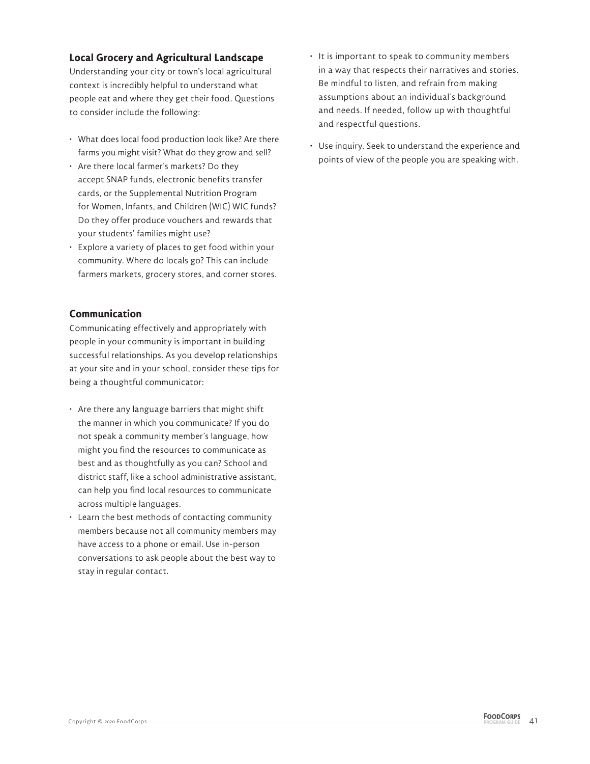### Local Grocery and Agricultural Landscape

Understanding your city or town's local agricultural context is incredibly helpful to understand what people eat and where they get their food. Questions to consider include the following:

- What does local food production look like? Are there farms you might visit? What do they grow and sell?
- Are there local farmer's markets? Do they accept SNAP funds, electronic benefits transfer cards, or the Supplemental Nutrition Program for Women, Infants, and Children (WIC) WIC funds? Do they offer produce vouchers and rewards that your students' families might use?
- Explore a variety of places to get food within your community. Where do locals go? This can include farmers markets, grocery stores, and corner stores.

### Communication

Communicating effectively and appropriately with people in your community is important in building successful relationships. As you develop relationships at your site and in your school, consider these tips for being a thoughtful communicator:

- Are there any language barriers that might shift the manner in which you communicate? If you do not speak a community member's language, how might you find the resources to communicate as best and as thoughtfully as you can? School and district staff, like a school administrative assistant, can help you find local resources to communicate across multiple languages.
- Learn the best methods of contacting community members because not all community members may have access to a phone or email. Use in-person conversations to ask people about the best way to stay in regular contact.
- It is important to speak to community members in a way that respects their narratives and stories. Be mindful to listen, and refrain from making assumptions about an individual's background and needs. If needed, follow up with thoughtful and respectful questions.
- Use inquiry. Seek to understand the experience and points of view of the people you are speaking with.